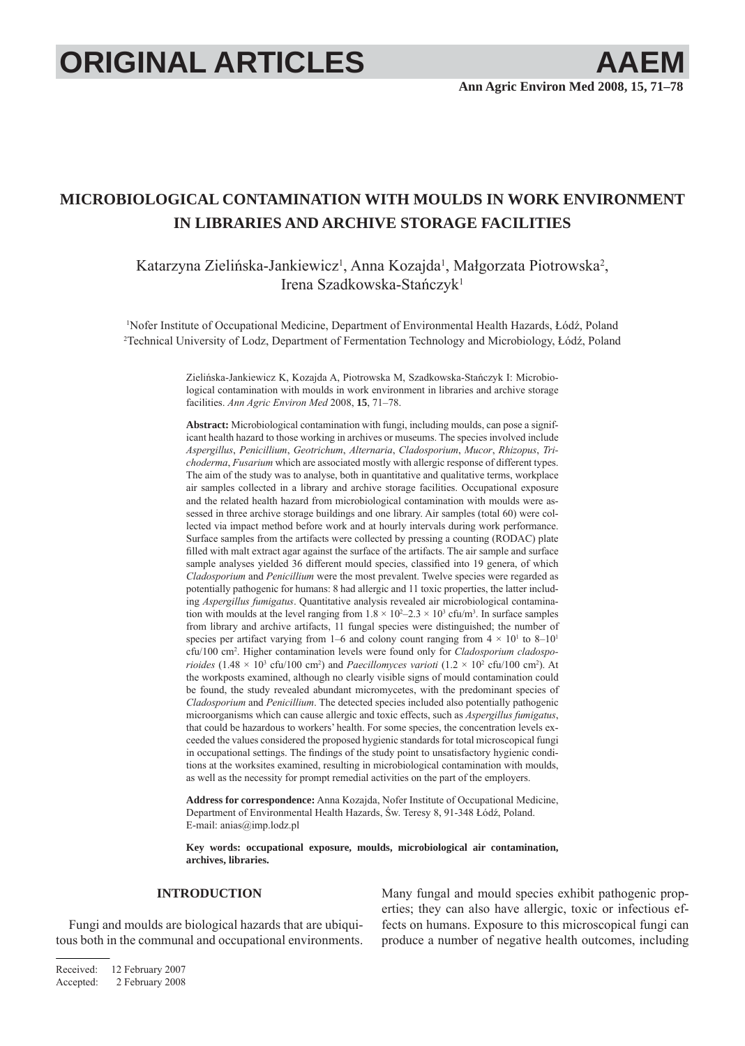# MICROBIOLOGICAL CONTAMINATION WITH MOULDS IN WORK ENVIRONMENT IN LIBRARIES AND ARCHIVE STORAGE FACILITIES

Katarzyna Zielińska-Jankiewicz[1], Anna Kozajda[1], Małgorzata Piotrowska[2], Irena Szadkowska-Stańczyk[1]

[1]Nofer Institute of Occupational Medicine, Department of Environmental Health Hazards, Łódź, Poland
[2]Technical University of Lodz, Department of Fermentation Technology and Microbiology, Łódź, Poland

Zielińska-Jankiewicz K, Kozajda A, Piotrowska M, Szadkowska-Stańczyk I: Microbiological contamination with moulds in work environment in libraries and archive storage facilities. *Ann Agric Environ Med* 2008, **15**, 71–78.

**Abstract:** Microbiological contamination with fungi, including moulds, can pose a significant health hazard to those working in archives or museums. The species involved include *Aspergillus*, *Penicillium*, *Geotrichum*, *Alternaria*, *Cladosporium*, *Mucor*, *Rhizopus*, *Trichoderma*, *Fusarium* which are associated mostly with allergic response of different types. The aim of the study was to analyse, both in quantitative and qualitative terms, workplace air samples collected in a library and archive storage facilities. Occupational exposure and the related health hazard from microbiological contamination with moulds were assessed in three archive storage buildings and one library. Air samples (total 60) were collected via impact method before work and at hourly intervals during work performance. Surface samples from the artifacts were collected by pressing a counting (RODAC) plate filled with malt extract agar against the surface of the artifacts. The air sample and surface sample analyses yielded 36 different mould species, classified into 19 genera, of which *Cladosporium* and *Penicillium* were the most prevalent. Twelve species were regarded as potentially pathogenic for humans: 8 had allergic and 11 toxic properties, the latter including *Aspergillus fumigatus*. Quantitative analysis revealed air microbiological contamination with moulds at the level ranging from $1.8 \times 10^2$–$2.3 \times 10^3$ cfu/m$^3$. In surface samples from library and archive artifacts, 11 fungal species were distinguished; the number of species per artifact varying from 1–6 and colony count ranging from $4 \times 10^1$ to 8–$10^1$ cfu/100 cm$^2$. Higher contamination levels were found only for *Cladosporium cladosporioides* ($1.48 \times 10^3$ cfu/100 cm$^2$) and *Paecillomyces varioti* ($1.2 \times 10^2$ cfu/100 cm$^2$). At the workposts examined, although no clearly visible signs of mould contamination could be found, the study revealed abundant micromycetes, with the predominant species of *Cladosporium* and *Penicillium*. The detected species included also potentially pathogenic microorganisms which can cause allergic and toxic effects, such as *Aspergillus fumigatus*, that could be hazardous to workers' health. For some species, the concentration levels exceeded the values considered the proposed hygienic standards for total microscopical fungi in occupational settings. The findings of the study point to unsatisfactory hygienic conditions at the worksites examined, resulting in microbiological contamination with moulds, as well as the necessity for prompt remedial activities on the part of the employers.

**Address for correspondence:** Anna Kozajda, Nofer Institute of Occupational Medicine, Department of Environmental Health Hazards, Św. Teresy 8, 91-348 Łódź, Poland. E-mail: anias@imp.lodz.pl

**Key words: occupational exposure, moulds, microbiological air contamination, archives, libraries.**

## INTRODUCTION

Fungi and moulds are biological hazards that are ubiquitous both in the communal and occupational environments. Many fungal and mould species exhibit pathogenic properties; they can also have allergic, toxic or infectious effects on humans. Exposure to this microscopical fungi can produce a number of negative health outcomes, including

Received: 12 February 2007
Accepted: 2 February 2008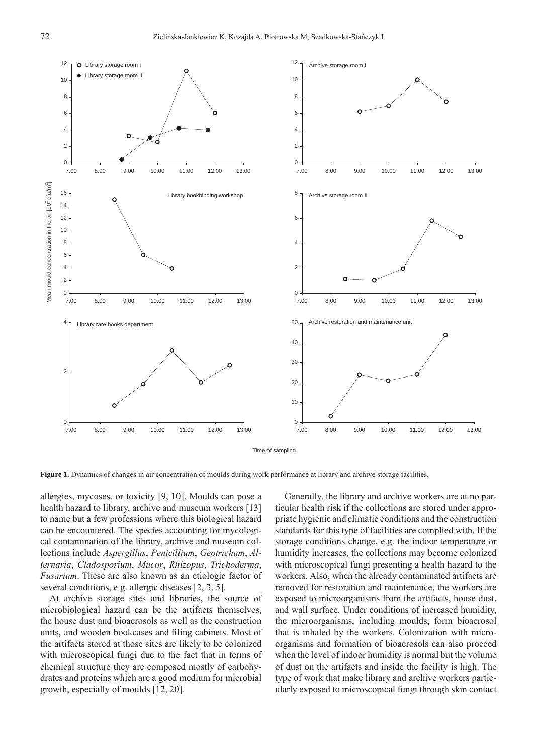**Figure 1.** Dynamics of changes in air concentration of moulds during work performance at library and archive storage facilities.

allergies, mycoses, or toxicity [9, 10]. Moulds can pose a health hazard to library, archive and museum workers [13] to name but a few professions where this biological hazard can be encountered. The species accounting for mycological contamination of the library, archive and museum collections include *Aspergillus*, *Penicillium*, *Geotrichum*, *Alternaria*, *Cladosporium*, *Mucor*, *Rhizopus*, *Trichoderma*, *Fusarium*. These are also known as an etiologic factor of several conditions, e.g. allergic diseases [2, 3, 5].

At archive storage sites and libraries, the source of microbiological hazard can be the artifacts themselves, the house dust and bioaerosols as well as the construction units, and wooden bookcases and filing cabinets. Most of the artifacts stored at those sites are likely to be colonized with microscopical fungi due to the fact that in terms of chemical structure they are composed mostly of carbohydrates and proteins which are a good medium for microbial growth, especially of moulds [12, 20].

Generally, the library and archive workers are at no particular health risk if the collections are stored under appropriate hygienic and climatic conditions and the construction standards for this type of facilities are complied with. If the storage conditions change, e.g. the indoor temperature or humidity increases, the collections may become colonized with microscopical fungi presenting a health hazard to the workers. Also, when the already contaminated artifacts are removed for restoration and maintenance, the workers are exposed to microorganisms from the artifacts, house dust, and wall surface. Under conditions of increased humidity, the microorganisms, including moulds, form bioaerosol that is inhaled by the workers. Colonization with microorganisms and formation of bioaerosols can also proceed when the level of indoor humidity is normal but the volume of dust on the artifacts and inside the facility is high. The type of work that make library and archive workers particularly exposed to microscopical fungi through skin contact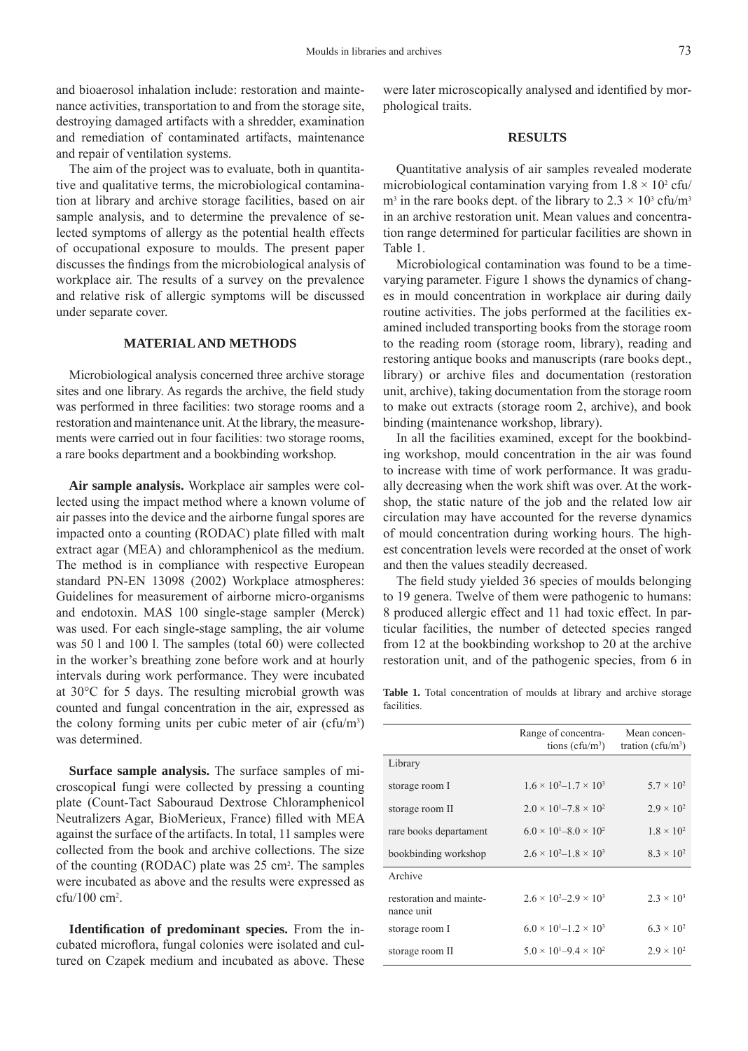and bioaerosol inhalation include: restoration and maintenance activities, transportation to and from the storage site, destroying damaged artifacts with a shredder, examination and remediation of contaminated artifacts, maintenance and repair of ventilation systems.

The aim of the project was to evaluate, both in quantitative and qualitative terms, the microbiological contamination at library and archive storage facilities, based on air sample analysis, and to determine the prevalence of selected symptoms of allergy as the potential health effects of occupational exposure to moulds. The present paper discusses the findings from the microbiological analysis of workplace air. The results of a survey on the prevalence and relative risk of allergic symptoms will be discussed under separate cover.

## MATERIAL AND METHODS

Microbiological analysis concerned three archive storage sites and one library. As regards the archive, the field study was performed in three facilities: two storage rooms and a restoration and maintenance unit. At the library, the measurements were carried out in four facilities: two storage rooms, a rare books department and a bookbinding workshop.

**Air sample analysis.** Workplace air samples were collected using the impact method where a known volume of air passes into the device and the airborne fungal spores are impacted onto a counting (RODAC) plate filled with malt extract agar (MEA) and chloramphenicol as the medium. The method is in compliance with respective European standard PN-EN 13098 (2002) Workplace atmospheres: Guidelines for measurement of airborne micro-organisms and endotoxin. MAS 100 single-stage sampler (Merck) was used. For each single-stage sampling, the air volume was 50 l and 100 l. The samples (total 60) were collected in the worker's breathing zone before work and at hourly intervals during work performance. They were incubated at 30°C for 5 days. The resulting microbial growth was counted and fungal concentration in the air, expressed as the colony forming units per cubic meter of air (cfu/m$^3$) was determined.

**Surface sample analysis.** The surface samples of microscopical fungi were collected by pressing a counting plate (Count-Tact Sabouraud Dextrose Chloramphenicol Neutralizers Agar, BioMerieux, France) filled with MEA against the surface of the artifacts. In total, 11 samples were collected from the book and archive collections. The size of the counting (RODAC) plate was 25 cm$^2$. The samples were incubated as above and the results were expressed as cfu/100 cm$^2$.

**Identification of predominant species.** From the incubated microflora, fungal colonies were isolated and cultured on Czapek medium and incubated as above. These were later microscopically analysed and identified by morphological traits.

## RESULTS

Quantitative analysis of air samples revealed moderate microbiological contamination varying from $1.8 \times 10^2$ cfu/m$^3$ in the rare books dept. of the library to $2.3 \times 10^3$ cfu/m$^3$ in an archive restoration unit. Mean values and concentration range determined for particular facilities are shown in Table 1.

Microbiological contamination was found to be a time-varying parameter. Figure 1 shows the dynamics of changes in mould concentration in workplace air during daily routine activities. The jobs performed at the facilities examined included transporting books from the storage room to the reading room (storage room, library), reading and restoring antique books and manuscripts (rare books dept., library) or archive files and documentation (restoration unit, archive), taking documentation from the storage room to make out extracts (storage room 2, archive), and book binding (maintenance workshop, library).

In all the facilities examined, except for the bookbinding workshop, mould concentration in the air was found to increase with time of work performance. It was gradually decreasing when the work shift was over. At the workshop, the static nature of the job and the related low air circulation may have accounted for the reverse dynamics of mould concentration during working hours. The highest concentration levels were recorded at the onset of work and then the values steadily decreased.

The field study yielded 36 species of moulds belonging to 19 genera. Twelve of them were pathogenic to humans: 8 produced allergic effect and 11 had toxic effect. In particular facilities, the number of detected species ranged from 12 at the bookbinding workshop to 20 at the archive restoration unit, and of the pathogenic species, from 6 in

**Table 1.** Total concentration of moulds at library and archive storage facilities.

| | Range of concentrations (cfu/m$^3$) | Mean concentration (cfu/m$^3$) |
|---|---|---|
| Library | | |
| storage room I | $1.6 \times 10^2$–$1.7 \times 10^3$ | $5.7 \times 10^2$ |
| storage room II | $2.0 \times 10^1$–$7.8 \times 10^2$ | $2.9 \times 10^2$ |
| rare books departament | $6.0 \times 10^1$–$8.0 \times 10^2$ | $1.8 \times 10^2$ |
| bookbinding workshop | $2.6 \times 10^2$–$1.8 \times 10^3$ | $8.3 \times 10^2$ |
| Archive | | |
| restoration and maintenance unit | $2.6 \times 10^2$–$2.9 \times 10^3$ | $2.3 \times 10^3$ |
| storage room I | $6.0 \times 10^1$–$1.2 \times 10^3$ | $6.3 \times 10^2$ |
| storage room II | $5.0 \times 10^1$–$9.4 \times 10^2$ | $2.9 \times 10^2$ |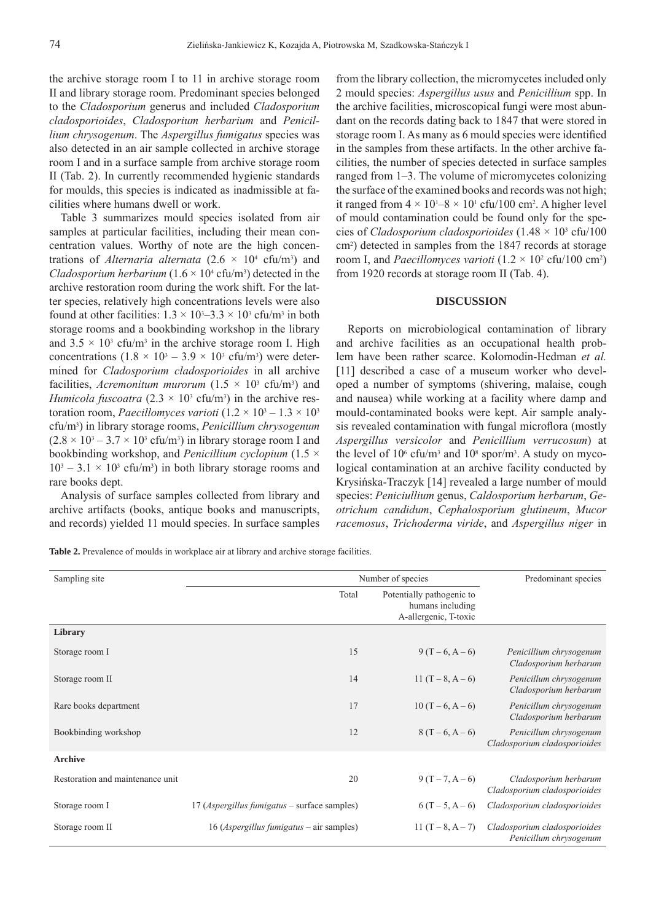the archive storage room I to 11 in archive storage room II and library storage room. Predominant species belonged to the *Cladosporium* generus and included *Cladosporium cladosporioides*, *Cladosporium herbarium* and *Penicillium chrysogenum*. The *Aspergillus fumigatus* species was also detected in an air sample collected in archive storage room I and in a surface sample from archive storage room II (Tab. 2). In currently recommended hygienic standards for moulds, this species is indicated as inadmissible at facilities where humans dwell or work.

Table 3 summarizes mould species isolated from air samples at particular facilities, including their mean concentration values. Worthy of note are the high concentrations of *Alternaria alternata* ($2.6 \times 10^4$ cfu/m$^3$) and *Cladosporium herbarium* ($1.6 \times 10^4$ cfu/m$^3$) detected in the archive restoration room during the work shift. For the latter species, relatively high concentrations levels were also found at other facilities: $1.3 \times 10^3$–$3.3 \times 10^3$ cfu/m$^3$ in both storage rooms and a bookbinding workshop in the library and $3.5 \times 10^3$ cfu/m$^3$ in the archive storage room I. High concentrations ($1.8 \times 10^3$ – $3.9 \times 10^3$ cfu/m$^3$) were determined for *Cladosporium cladosporioides* in all archive facilities, *Acremonitum murorum* ($1.5 \times 10^3$ cfu/m$^3$) and *Humicola fuscoatra* ($2.3 \times 10^3$ cfu/m$^3$) in the archive restoration room, *Paecillomyces varioti* ($1.2 \times 10^3$ – $1.3 \times 10^3$ cfu/m$^3$) in library storage rooms, *Penicillium chrysogenum* ($2.8 \times 10^3$ – $3.7 \times 10^3$ cfu/m$^3$) in library storage room I and bookbinding workshop, and *Penicillium cyclopium* ($1.5 \times 10^3$ – $3.1 \times 10^3$ cfu/m$^3$) in both library storage rooms and rare books dept.

Analysis of surface samples collected from library and archive artifacts (books, antique books and manuscripts, and records) yielded 11 mould species. In surface samples from the library collection, the micromycetes included only 2 mould species: *Aspergillus usus* and *Penicillium* spp. In the archive facilities, microscopical fungi were most abundant on the records dating back to 1847 that were stored in storage room I. As many as 6 mould species were identified in the samples from these artifacts. In the other archive facilities, the number of species detected in surface samples ranged from 1–3. The volume of micromycetes colonizing the surface of the examined books and records was not high; it ranged from $4 \times 10^1$–$8 \times 10^1$ cfu/100 cm$^2$. A higher level of mould contamination could be found only for the species of *Cladosporium cladosporioides* ($1.48 \times 10^3$ cfu/100 cm$^2$) detected in samples from the 1847 records at storage room I, and *Paecillomyces varioti* ($1.2 \times 10^2$ cfu/100 cm$^2$) from 1920 records at storage room II (Tab. 4).

## DISCUSSION

Reports on microbiological contamination of library and archive facilities as an occupational health problem have been rather scarce. Kolomodin-Hedman *et al.* [11] described a case of a museum worker who developed a number of symptoms (shivering, malaise, cough and nausea) while working at a facility where damp and mould-contaminated books were kept. Air sample analysis revealed contamination with fungal microflora (mostly *Aspergillus versicolor* and *Penicillium verrucosum*) at the level of $10^6$ cfu/m$^3$ and $10^8$ spor/m$^3$. A study on mycological contamination at an archive facility conducted by Krysińska-Traczyk [14] revealed a large number of mould species: *Peniciullium* genus, *Caldosporium herbarum*, *Geotrichum candidum*, *Cephalosporium glutineum*, *Mucor racemosus*, *Trichoderma viride*, and *Aspergillus niger* in

**Table 2.** Prevalence of moulds in workplace air at library and archive storage facilities.

| Sampling site | Number of species | | Predominant species |
|---|---|---|---|
| | Total | Potentially pathogenic to humans including A-allergenic, T-toxic | |
| **Library** | | | |
| Storage room I | 15 | 9 (T – 6, A – 6) | *Penicillium chrysogenum* *Cladosporium herbarium* |
| Storage room II | 14 | 11 (T – 8, A – 6) | *Penicillum chrysogenum* *Cladosporium herbarium* |
| Rare books department | 17 | 10 (T – 6, A – 6) | *Penicillium chrysogenum* *Cladosporium herbarium* |
| Bookbinding workshop | 12 | 8 (T – 6, A – 6) | *Penicillum chrysogenum* *Cladosporium cladosporioides* |
| **Archive** | | | |
| Restoration and maintenance unit | 20 | 9 (T – 7, A – 6) | *Cladosporium herbarium* *Cladosporium cladosporioides* |
| Storage room I | 17 (*Aspergillus fumigatus* – surface samples) | 6 (T – 5, A – 6) | *Cladosporium cladosporioides* |
| Storage room II | 16 (*Aspergillus fumigatus* – air samples) | 11 (T – 8, A – 7) | *Cladosporium cladosporioides* *Penicillum chrysogenum* |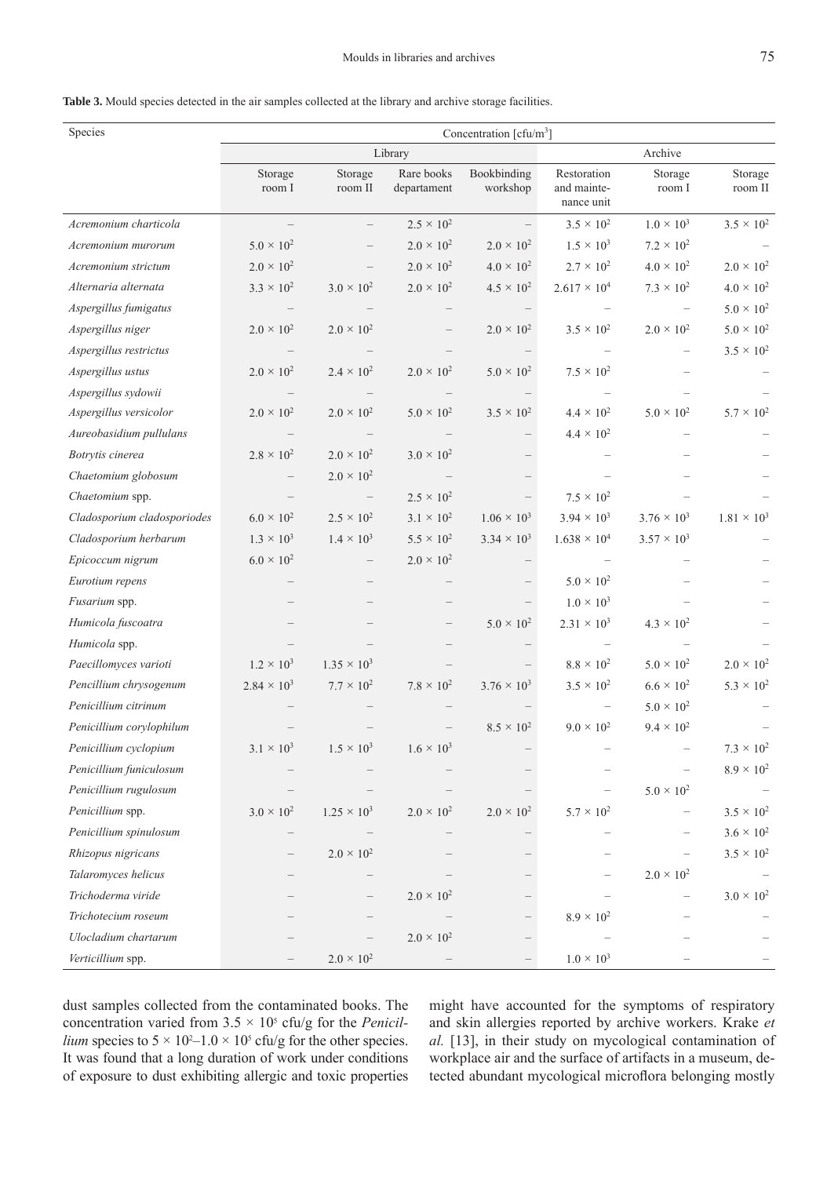**Table 3.** Mould species detected in the air samples collected at the library and archive storage facilities.

| Species | Concentration [cfu/m$^3$] | | | | | | |
|---|---|---|---|---|---|---|---|
| | Library | | | | Archive | | |
| | Storage room I | Storage room II | Rare books departament | Bookbinding workshop | Restoration and maintenance unit | Storage room I | Storage room II |
| *Acremonium charticola* | – | – | $2.5 \times 10^2$ | – | $3.5 \times 10^2$ | $1.0 \times 10^3$ | $3.5 \times 10^2$ |
| *Acremonium murorum* | $5.0 \times 10^2$ | – | $2.0 \times 10^2$ | $2.0 \times 10^2$ | $1.5 \times 10^3$ | $7.2 \times 10^2$ | – |
| *Acremonium strictum* | $2.0 \times 10^2$ | – | $2.0 \times 10^2$ | $4.0 \times 10^2$ | $2.7 \times 10^2$ | $4.0 \times 10^2$ | $2.0 \times 10^2$ |
| *Alternaria alternata* | $3.3 \times 10^2$ | $3.0 \times 10^2$ | $2.0 \times 10^2$ | $4.5 \times 10^2$ | $2.617 \times 10^4$ | $7.3 \times 10^2$ | $4.0 \times 10^2$ |
| *Aspergillus fumigatus* | – | – | – | – | – | – | $5.0 \times 10^2$ |
| *Aspergillus niger* | $2.0 \times 10^2$ | $2.0 \times 10^2$ | – | $2.0 \times 10^2$ | $3.5 \times 10^2$ | $2.0 \times 10^2$ | $5.0 \times 10^2$ |
| *Aspergillus restrictus* | – | – | – | – | – | – | $3.5 \times 10^2$ |
| *Aspergillus ustus* | $2.0 \times 10^2$ | $2.4 \times 10^2$ | $2.0 \times 10^2$ | $5.0 \times 10^2$ | $7.5 \times 10^2$ | – | – |
| *Aspergillus sydowii* | – | – | – | – | – | – | – |
| *Aspergillus versicolor* | $2.0 \times 10^2$ | $2.0 \times 10^2$ | $5.0 \times 10^2$ | $3.5 \times 10^2$ | $4.4 \times 10^2$ | $5.0 \times 10^2$ | $5.7 \times 10^2$ |
| *Aureobasidium pullulans* | – | – | – | – | $4.4 \times 10^2$ | – | – |
| *Botrytis cinerea* | $2.8 \times 10^2$ | $2.0 \times 10^2$ | $3.0 \times 10^2$ | – | – | – | – |
| *Chaetomium globosum* | – | $2.0 \times 10^2$ | – | – | – | – | – |
| *Chaetomium* spp. | – | – | $2.5 \times 10^2$ | – | $7.5 \times 10^2$ | – | – |
| *Cladosporium cladosporiodes* | $6.0 \times 10^2$ | $2.5 \times 10^2$ | $3.1 \times 10^2$ | $1.06 \times 10^3$ | $3.94 \times 10^3$ | $3.76 \times 10^3$ | $1.81 \times 10^3$ |
| *Cladosporium herbarum* | $1.3 \times 10^3$ | $1.4 \times 10^3$ | $5.5 \times 10^2$ | $3.34 \times 10^3$ | $1.638 \times 10^4$ | $3.57 \times 10^3$ | – |
| *Epicoccum nigrum* | $6.0 \times 10^2$ | – | $2.0 \times 10^2$ | – | – | – | – |
| *Eurotium repens* | – | – | – | – | $5.0 \times 10^2$ | – | – |
| *Fusarium* spp. | – | – | – | – | $1.0 \times 10^3$ | – | – |
| *Humicola fuscoatra* | – | – | – | $5.0 \times 10^2$ | $2.31 \times 10^3$ | $4.3 \times 10^2$ | – |
| *Humicola* spp. | – | – | – | – | – | – | – |
| *Paecillomyces varioti* | $1.2 \times 10^3$ | $1.35 \times 10^3$ | – | – | $8.8 \times 10^2$ | $5.0 \times 10^2$ | $2.0 \times 10^2$ |
| *Pencillium chrysogenum* | $2.84 \times 10^3$ | $7.7 \times 10^2$ | $7.8 \times 10^2$ | $3.76 \times 10^3$ | $3.5 \times 10^2$ | $6.6 \times 10^2$ | $5.3 \times 10^2$ |
| *Penicillium citrinum* | – | – | – | – | – | $5.0 \times 10^2$ | – |
| *Penicillium corylophilum* | – | – | – | $8.5 \times 10^2$ | $9.0 \times 10^2$ | $9.4 \times 10^2$ | – |
| *Penicillium cyclopium* | $3.1 \times 10^3$ | $1.5 \times 10^3$ | $1.6 \times 10^3$ | – | – | – | $7.3 \times 10^2$ |
| *Penicillium funiculosum* | – | – | – | – | – | – | $8.9 \times 10^2$ |
| *Penicillium rugulosum* | – | – | – | – | – | $5.0 \times 10^2$ | – |
| *Penicillium* spp. | $3.0 \times 10^2$ | $1.25 \times 10^3$ | $2.0 \times 10^2$ | $2.0 \times 10^2$ | $5.7 \times 10^2$ | – | $3.5 \times 10^2$ |
| *Penicillium spinulosum* | – | – | – | – | – | – | $3.6 \times 10^2$ |
| *Rhizopus nigricans* | – | $2.0 \times 10^2$ | – | – | – | – | $3.5 \times 10^2$ |
| *Talaromyces helicus* | – | – | – | – | – | $2.0 \times 10^2$ | – |
| *Trichoderma viride* | – | – | $2.0 \times 10^2$ | – | – | – | $3.0 \times 10^2$ |
| *Trichotecium roseum* | – | – | – | – | $8.9 \times 10^2$ | – | – |
| *Ulocladium chartarum* | – | – | $2.0 \times 10^2$ | – | – | – | – |
| *Verticillium* spp. | – | $2.0 \times 10^2$ | – | – | $1.0 \times 10^3$ | – | – |

dust samples collected from the contaminated books. The concentration varied from $3.5 \times 10^5$ cfu/g for the *Penicillium* species to $5 \times 10^2$–$1.0 \times 10^5$ cfu/g for the other species. It was found that a long duration of work under conditions of exposure to dust exhibiting allergic and toxic properties might have accounted for the symptoms of respiratory and skin allergies reported by archive workers. Krake *et al.* [13], in their study on mycological contamination of workplace air and the surface of artifacts in a museum, detected abundant mycological microflora belonging mostly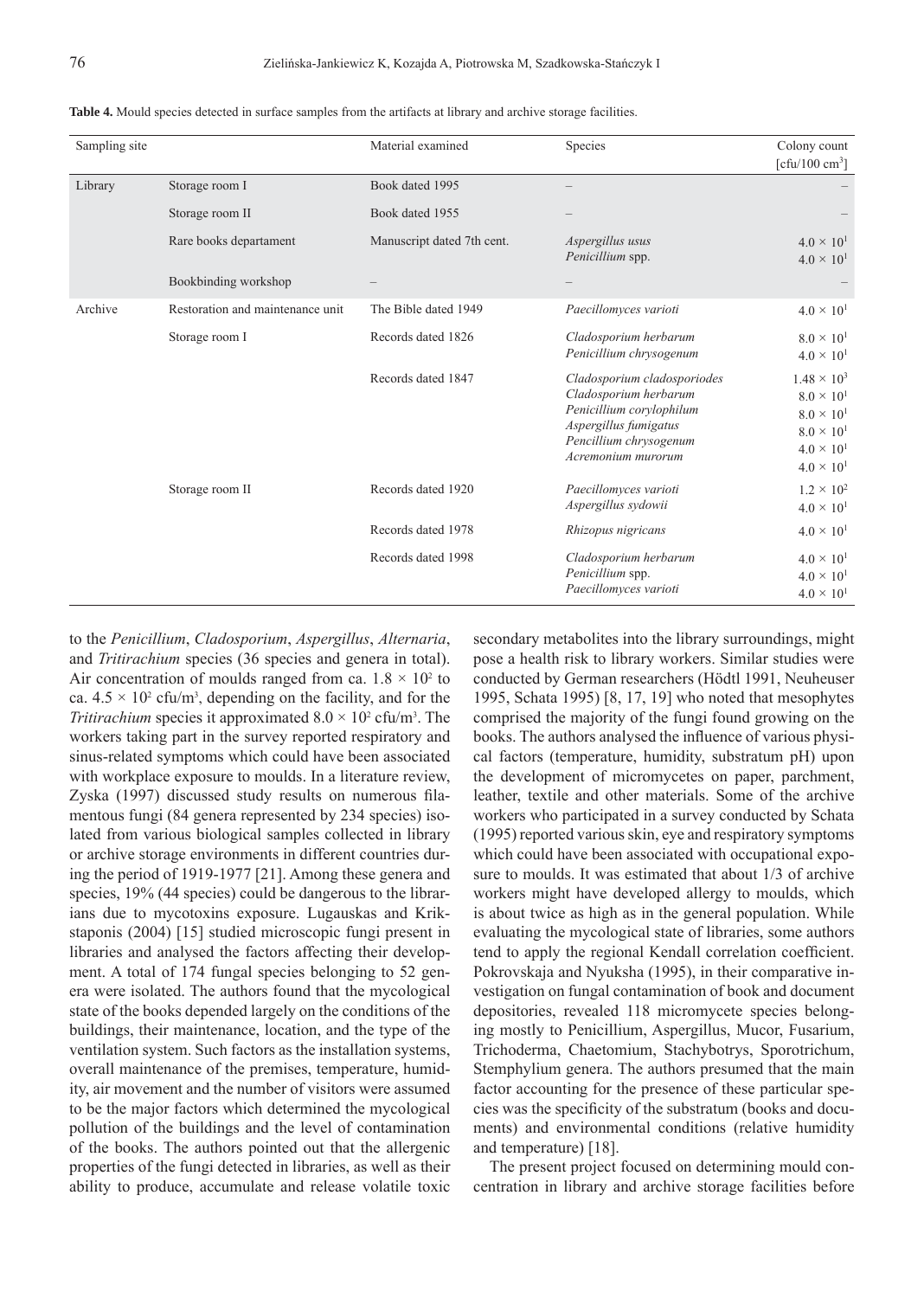**Table 4.** Mould species detected in surface samples from the artifacts at library and archive storage facilities.

| Sampling site | | Material examined | Species | Colony count [cfu/100 cm$^3$] |
|---|---|---|---|---|
| Library | Storage room I | Book dated 1995 | – | – |
| | Storage room II | Book dated 1955 | – | – |
| | Rare books departament | Manuscript dated 7th cent. | *Aspergillus usus*<br>*Penicillium* spp. | $4.0 \times 10^1$<br>$4.0 \times 10^1$ |
| | Bookbinding workshop | – | – | – |
| Archive | Restoration and maintenance unit | The Bible dated 1949 | *Paecillomyces varioti* | $4.0 \times 10^1$ |
| | Storage room I | Records dated 1826 | *Cladosporium herbarum*<br>*Penicillium chrysogenum* | $8.0 \times 10^1$<br>$4.0 \times 10^1$ |
| | | Records dated 1847 | *Cladosporium cladosporiodes*<br>*Cladosporium herbarum*<br>*Penicillium corylophilum*<br>*Aspergillus fumigatus*<br>*Pencillium chrysogenum*<br>*Acremonium murorum* | $1.48 \times 10^3$<br>$8.0 \times 10^1$<br>$8.0 \times 10^1$<br>$8.0 \times 10^1$<br>$4.0 \times 10^1$<br>$4.0 \times 10^1$ |
| | Storage room II | Records dated 1920 | *Paecillomyces varioti*<br>*Aspergillus sydowii* | $1.2 \times 10^2$<br>$4.0 \times 10^1$ |
| | | Records dated 1978 | *Rhizopus nigricans* | $4.0 \times 10^1$ |
| | | Records dated 1998 | *Cladosporium herbarum*<br>*Penicillium* spp.<br>*Paecillomyces varioti* | $4.0 \times 10^1$<br>$4.0 \times 10^1$<br>$4.0 \times 10^1$ |

to the *Penicillium*, *Cladosporium*, *Aspergillus*, *Alternaria*, and *Tritirachium* species (36 species and genera in total). Air concentration of moulds ranged from ca. $1.8 \times 10^2$ to ca. $4.5 \times 10^2$ cfu/m$^3$, depending on the facility, and for the *Tritirachium* species it approximated $8.0 \times 10^2$ cfu/m$^3$. The workers taking part in the survey reported respiratory and sinus-related symptoms which could have been associated with workplace exposure to moulds. In a literature review, Zyska (1997) discussed study results on numerous filamentous fungi (84 genera represented by 234 species) isolated from various biological samples collected in library or archive storage environments in different countries during the period of 1919-1977 [21]. Among these genera and species, 19% (44 species) could be dangerous to the librarians due to mycotoxins exposure. Lugauskas and Krikstaponis (2004) [15] studied microscopic fungi present in libraries and analysed the factors affecting their development. A total of 174 fungal species belonging to 52 genera were isolated. The authors found that the mycological state of the books depended largely on the conditions of the buildings, their maintenance, location, and the type of the ventilation system. Such factors as the installation systems, overall maintenance of the premises, temperature, humidity, air movement and the number of visitors were assumed to be the major factors which determined the mycological pollution of the buildings and the level of contamination of the books. The authors pointed out that the allergenic properties of the fungi detected in libraries, as well as their ability to produce, accumulate and release volatile toxic secondary metabolites into the library surroundings, might pose a health risk to library workers. Similar studies were conducted by German researchers (Hödtl 1991, Neuheuser 1995, Schata 1995) [8, 17, 19] who noted that mesophytes comprised the majority of the fungi found growing on the books. The authors analysed the influence of various physical factors (temperature, humidity, substratum pH) upon the development of micromycetes on paper, parchment, leather, textile and other materials. Some of the archive workers who participated in a survey conducted by Schata (1995) reported various skin, eye and respiratory symptoms which could have been associated with occupational exposure to moulds. It was estimated that about 1/3 of archive workers might have developed allergy to moulds, which is about twice as high as in the general population. While evaluating the mycological state of libraries, some authors tend to apply the regional Kendall correlation coefficient. Pokrovskaja and Nyuksha (1995), in their comparative investigation on fungal contamination of book and document depositories, revealed 118 micromycete species belonging mostly to Penicillium, Aspergillus, Mucor, Fusarium, Trichoderma, Chaetomium, Stachybotrys, Sporotrichum, Stemphylium genera. The authors presumed that the main factor accounting for the presence of these particular species was the specificity of the substratum (books and documents) and environmental conditions (relative humidity and temperature) [18].

The present project focused on determining mould concentration in library and archive storage facilities before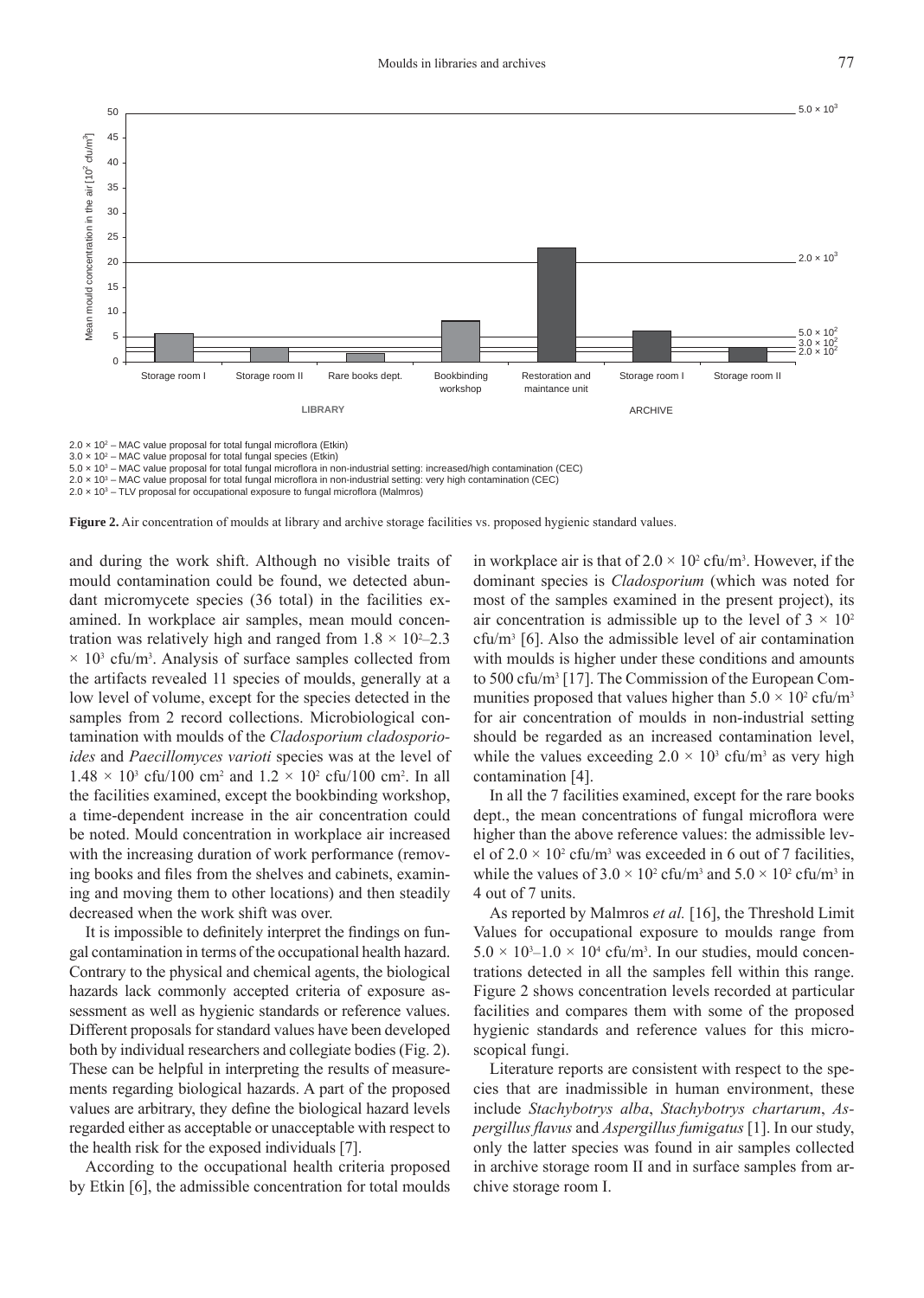2.0 × 10² – MAC value proposal for total fungal microflora (Etkin)
3.0 × 10² – MAC value proposal for total fungal species (Etkin)
5.0 × 10² – MAC value proposal for total fungal microflora in non-industrial setting: increased/high contamination (CEC)
2.0 × 10³ – MAC value proposal for total fungal microflora in non-industrial setting: very high contamination (CEC)
2.0 × 10³ – TLV proposal for occupational exposure to fungal microflora (Malmros)

**Figure 2.** Air concentration of moulds at library and archive storage facilities vs. proposed hygienic standard values.

and during the work shift. Although no visible traits of mould contamination could be found, we detected abundant micromycete species (36 total) in the facilities examined. In workplace air samples, mean mould concentration was relatively high and ranged from $1.8 \times 10^2$–$2.3 \times 10^3$ cfu/m³. Analysis of surface samples collected from the artifacts revealed 11 species of moulds, generally at a low level of volume, except for the species detected in the samples from 2 record collections. Microbiological contamination with moulds of the *Cladosporium cladosporioides* and *Paecillomyces varioti* species was at the level of $1.48 \times 10^3$ cfu/100 cm² and $1.2 \times 10^2$ cfu/100 cm². In all the facilities examined, except the bookbinding workshop, a time-dependent increase in the air concentration could be noted. Mould concentration in workplace air increased with the increasing duration of work performance (removing books and files from the shelves and cabinets, examining and moving them to other locations) and then steadily decreased when the work shift was over.

It is impossible to definitely interpret the findings on fungal contamination in terms of the occupational health hazard. Contrary to the physical and chemical agents, the biological hazards lack commonly accepted criteria of exposure assessment as well as hygienic standards or reference values. Different proposals for standard values have been developed both by individual researchers and collegiate bodies (Fig. 2). These can be helpful in interpreting the results of measurements regarding biological hazards. A part of the proposed values are arbitrary, they define the biological hazard levels regarded either as acceptable or unacceptable with respect to the health risk for the exposed individuals [7].

According to the occupational health criteria proposed by Etkin [6], the admissible concentration for total moulds in workplace air is that of $2.0 \times 10^2$ cfu/m³. However, if the dominant species is *Cladosporium* (which was noted for most of the samples examined in the present project), its air concentration is admissible up to the level of $3 \times 10^2$ cfu/m³ [6]. Also the admissible level of air contamination with moulds is higher under these conditions and amounts to 500 cfu/m³ [17]. The Commission of the European Communities proposed that values higher than $5.0 \times 10^2$ cfu/m³ for air concentration of moulds in non-industrial setting should be regarded as an increased contamination level, while the values exceeding $2.0 \times 10^3$ cfu/m³ as very high contamination [4].

In all the 7 facilities examined, except for the rare books dept., the mean concentrations of fungal microflora were higher than the above reference values: the admissible level of $2.0 \times 10^2$ cfu/m³ was exceeded in 6 out of 7 facilities, while the values of $3.0 \times 10^2$ cfu/m³ and $5.0 \times 10^2$ cfu/m³ in 4 out of 7 units.

As reported by Malmros *et al.* [16], the Threshold Limit Values for occupational exposure to moulds range from $5.0 \times 10^3$–$1.0 \times 10^4$ cfu/m³. In our studies, mould concentrations detected in all the samples fell within this range. Figure 2 shows concentration levels recorded at particular facilities and compares them with some of the proposed hygienic standards and reference values for this microscopical fungi.

Literature reports are consistent with respect to the species that are inadmissible in human environment, these include *Stachybotrys alba*, *Stachybotrys chartarum*, *Aspergillus flavus* and *Aspergillus fumigatus* [1]. In our study, only the latter species was found in air samples collected in archive storage room II and in surface samples from archive storage room I.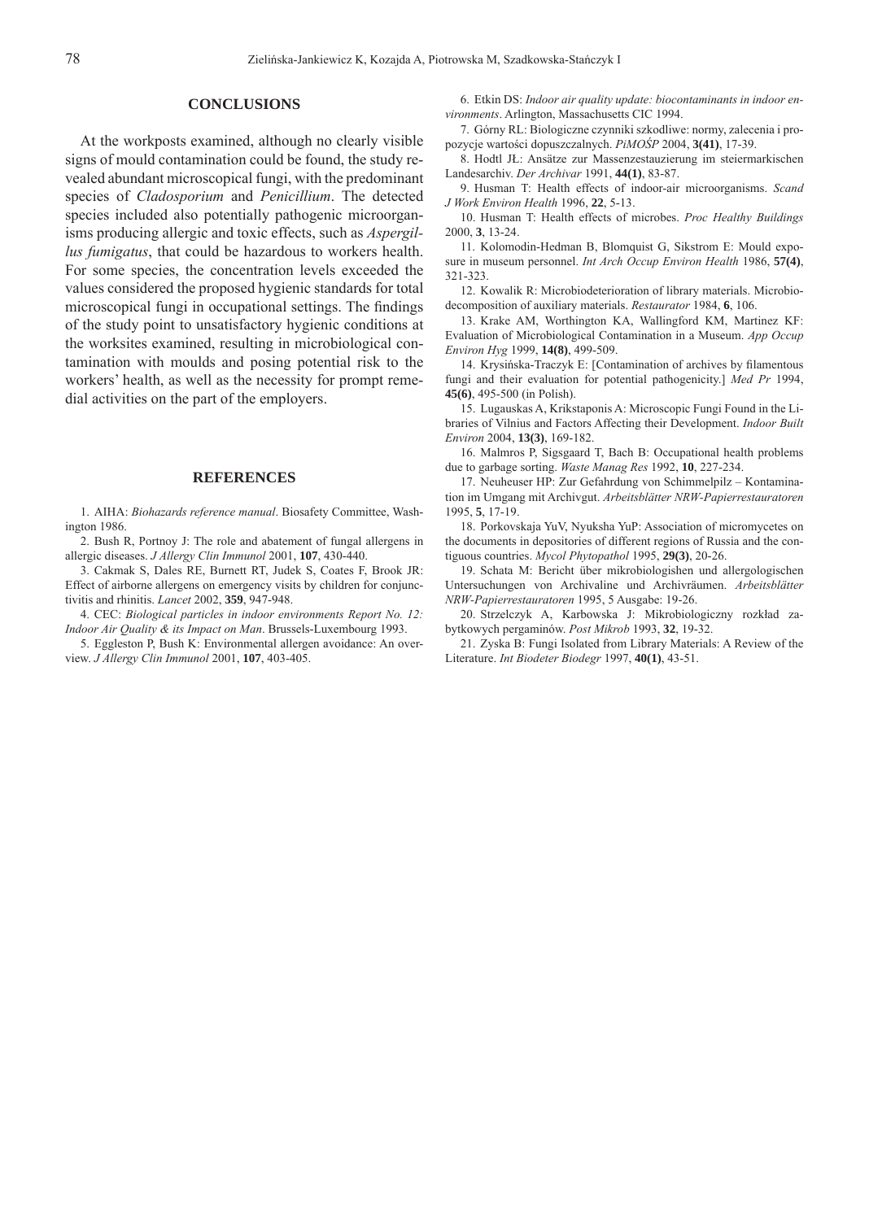## CONCLUSIONS

At the workposts examined, although no clearly visible signs of mould contamination could be found, the study revealed abundant microscopical fungi, with the predominant species of *Cladosporium* and *Penicillium*. The detected species included also potentially pathogenic microorganisms producing allergic and toxic effects, such as *Aspergillus fumigatus*, that could be hazardous to workers health. For some species, the concentration levels exceeded the values considered the proposed hygienic standards for total microscopical fungi in occupational settings. The findings of the study point to unsatisfactory hygienic conditions at the worksites examined, resulting in microbiological contamination with moulds and posing potential risk to the workers' health, as well as the necessity for prompt remedial activities on the part of the employers.

## REFERENCES

1. AIHA: *Biohazards reference manual*. Biosafety Committee, Washington 1986.
2. Bush R, Portnoy J: The role and abatement of fungal allergens in allergic diseases. *J Allergy Clin Immunol* 2001, **107**, 430-440.
3. Cakmak S, Dales RE, Burnett RT, Judek S, Coates F, Brook JR: Effect of airborne allergens on emergency visits by children for conjunctivitis and rhinitis. *Lancet* 2002, **359**, 947-948.
4. CEC: *Biological particles in indoor environments Report No. 12: Indoor Air Quality & its Impact on Man*. Brussels-Luxembourg 1993.
5. Eggleston P, Bush K: Environmental allergen avoidance: An overview. *J Allergy Clin Immunol* 2001, **107**, 403-405.
6. Etkin DS: *Indoor air quality update: biocontaminants in indoor environments*. Arlington, Massachusetts CIC 1994.
7. Górny RL: Biologiczne czynniki szkodliwe: normy, zalecenia i propozycje wartości dopuszczalnych. *PiMOŚP* 2004, **3(41)**, 17-39.
8. Hodtl JŁ: Ansätze zur Massenzestauzierung im steiermarkischen Landesarchiv. *Der Archivar* 1991, **44(1)**, 83-87.
9. Husman T: Health effects of indoor-air microorganisms. *Scand J Work Environ Health* 1996, **22**, 5-13.
10. Husman T: Health effects of microbes. *Proc Healthy Buildings* 2000, **3**, 13-24.
11. Kolomodin-Hedman B, Blomquist G, Sikstrom E: Mould exposure in museum personnel. *Int Arch Occup Environ Health* 1986, **57(4)**, 321-323.
12. Kowalik R: Microbiodeterioration of library materials. Microbiodecomposition of auxiliary materials. *Restaurator* 1984, **6**, 106.
13. Krake AM, Worthington KA, Wallingford KM, Martinez KF: Evaluation of Microbiological Contamination in a Museum. *App Occup Environ Hyg* 1999, **14(8)**, 499-509.
14. Krysińska-Traczyk E: [Contamination of archives by filamentous fungi and their evaluation for potential pathogenicity.] *Med Pr* 1994, **45(6)**, 495-500 (in Polish).
15. Lugauskas A, Krikstaponis A: Microscopic Fungi Found in the Libraries of Vilnius and Factors Affecting their Development. *Indoor Built Environ* 2004, **13(3)**, 169-182.
16. Malmros P, Sigsgaard T, Bach B: Occupational health problems due to garbage sorting. *Waste Manag Res* 1992, **10**, 227-234.
17. Neuheuser HP: Zur Gefahrdung von Schimmelpilz – Kontamination im Umgang mit Archivgut. *Arbeitsblätter NRW-Papierrestauratoren* 1995, **5**, 17-19.
18. Porkovskaja YuV, Nyuksha YuP: Association of micromycetes on the documents in depositories of different regions of Russia and the contiguous countries. *Mycol Phytopathol* 1995, **29(3)**, 20-26.
19. Schata M: Bericht über mikrobiologishen und allergologischen Untersuchungen von Archivaline und Archivräumen. *Arbeitsblätter NRW-Papierrestauratoren* 1995, 5 Ausgabe: 19-26.
20. Strzelczyk A, Karbowska J: Mikrobiologiczny rozkład zabytkowych pergaminów. *Post Mikrob* 1993, **32**, 19-32.
21. Zyska B: Fungi Isolated from Library Materials: A Review of the Literature. *Int Biodeter Biodegr* 1997, **40(1)**, 43-51.